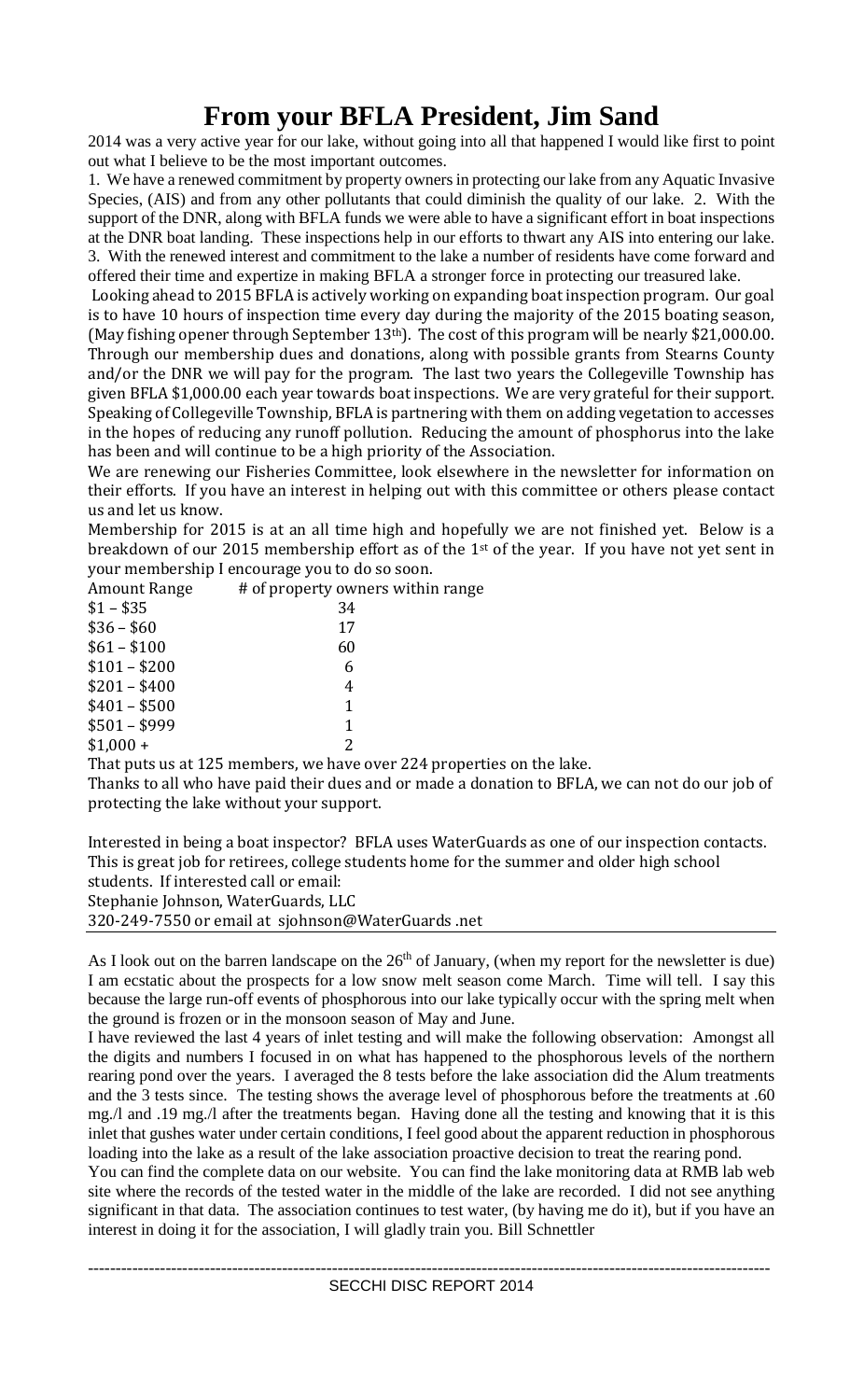# From your BFLA President, Jim Sand

2014 was a very active year for our lake, without going into all that happened I would like first to point out what I believe to be the most important outcomes.

1. We have a renewed commitment by property owners in protecting our lake from any Aquatic Invasive Species, (AIS) and from any other pollutants that could diminish the quality of our lake. 2. With the support of the DNR, along with BFLA funds we were able to have a significant effort in boat inspections at the DNR boat landing. These inspections help in our efforts to thwart any AIS into entering our lake. 3. With the renewed interest and commitment to the lake a number of residents have come forward and offered their time and expertize in making BFLA a stronger force in protecting our treasured lake.

Looking ahead to 2015 BFLA is actively working on expanding boat inspection program. Our goal is to have 10 hours of inspection time every day during the majority of the 2015 boating season, (May fishing opener through September 13th). The cost of this program will be nearly $21,000.00. Through our membership dues and donations, along with possible grants from Stearns County and/or the DNR we will pay for the program. The last two years the Collegeville Township has given BFLA $1,000.00 each year towards boat inspections. We are very grateful for their support. Speaking of Collegeville Township, BFLA is partnering with them on adding vegetation to accesses in the hopes of reducing any runoff pollution. Reducing the amount of phosphorus into the lake has been and will continue to be a high priority of the Association.

We are renewing our Fisheries Committee, look elsewhere in the newsletter for information on their efforts. If you have an interest in helping out with this committee or others please contact us and let us know.

Membership for 2015 is at an all time high and hopefully we are not finished yet. Below is a breakdown of our 2015 membership effort as of the 1st of the year. If you have not yet sent in your membership I encourage you to do so soon.

| Amount Range | # of property owners within range |
|---|---|
| $1 – $35 | 34 |
| $36 – $60 | 17 |
| $61 – $100 | 60 |
| $101 – $200 | 6 |
| $201 – $400 | 4 |
| $401 – $500 | 1 |
| $501 – $999 | 1 |
| $1,000 + | 2 |

That puts us at 125 members, we have over 224 properties on the lake.

Thanks to all who have paid their dues and or made a donation to BFLA, we can not do our job of protecting the lake without your support.

Interested in being a boat inspector? BFLA uses WaterGuards as one of our inspection contacts. This is great job for retirees, college students home for the summer and older high school students. If interested call or email:
Stephanie Johnson, WaterGuards, LLC
320-249-7550 or email at sjohnson@WaterGuards .net

---

As I look out on the barren landscape on the 26th of January, (when my report for the newsletter is due) I am ecstatic about the prospects for a low snow melt season come March. Time will tell. I say this because the large run-off events of phosphorous into our lake typically occur with the spring melt when the ground is frozen or in the monsoon season of May and June.

I have reviewed the last 4 years of inlet testing and will make the following observation: Amongst all the digits and numbers I focused in on what has happened to the phosphorous levels of the northern rearing pond over the years. I averaged the 8 tests before the lake association did the Alum treatments and the 3 tests since. The testing shows the average level of phosphorous before the treatments at .60 mg./l and .19 mg./l after the treatments began. Having done all the testing and knowing that it is this inlet that gushes water under certain conditions, I feel good about the apparent reduction in phosphorous loading into the lake as a result of the lake association proactive decision to treat the rearing pond.

You can find the complete data on our website. You can find the lake monitoring data at RMB lab web site where the records of the tested water in the middle of the lake are recorded. I did not see anything significant in that data. The association continues to test water, (by having me do it), but if you have an interest in doing it for the association, I will gladly train you. Bill Schnettler

---

SECCHI DISC REPORT 2014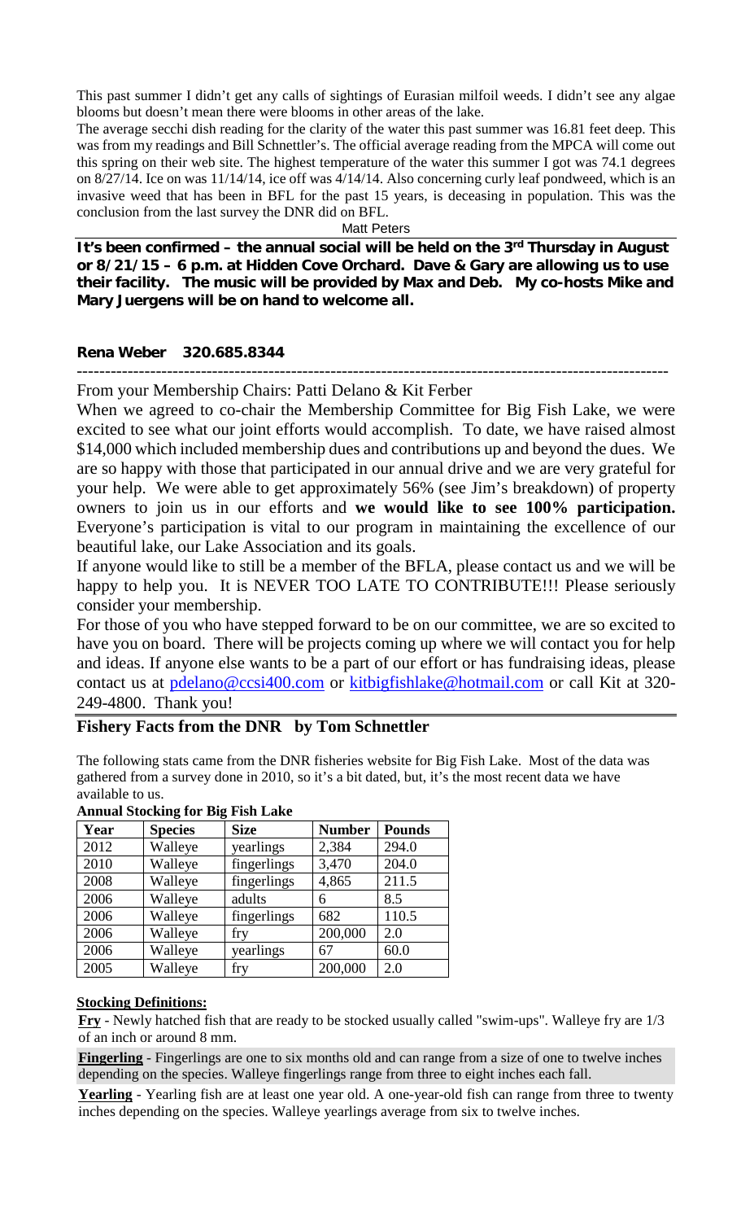This past summer I didn't get any calls of sightings of Eurasian milfoil weeds. I didn't see any algae blooms but doesn't mean there were blooms in other areas of the lake.

The average secchi dish reading for the clarity of the water this past summer was 16.81 feet deep. This was from my readings and Bill Schnettler's. The official average reading from the MPCA will come out this spring on their web site. The highest temperature of the water this summer I got was 74.1 degrees on 8/27/14. Ice on was 11/14/14, ice off was 4/14/14. Also concerning curly leaf pondweed, which is an invasive weed that has been in BFL for the past 15 years, is deceasing in population. This was the conclusion from the last survey the DNR did on BFL.

Matt Peters

**It's been confirmed – the annual social will be held on the 3rd Thursday in August or 8/21/15 – 6 p.m. at Hidden Cove Orchard. Dave & Gary are allowing us to use their facility. The music will be provided by Max and Deb. My co-hosts Mike and Mary Juergens will be on hand to welcome all.**

**Rena Weber 320.685.8344**

---

From your Membership Chairs: Patti Delano & Kit Ferber

When we agreed to co-chair the Membership Committee for Big Fish Lake, we were excited to see what our joint efforts would accomplish. To date, we have raised almost $14,000 which included membership dues and contributions up and beyond the dues. We are so happy with those that participated in our annual drive and we are very grateful for your help. We were able to get approximately 56% (see Jim's breakdown) of property owners to join us in our efforts and **we would like to see 100% participation.** Everyone's participation is vital to our program in maintaining the excellence of our beautiful lake, our Lake Association and its goals.

If anyone would like to still be a member of the BFLA, please contact us and we will be happy to help you. It is NEVER TOO LATE TO CONTRIBUTE!!! Please seriously consider your membership.

For those of you who have stepped forward to be on our committee, we are so excited to have you on board. There will be projects coming up where we will contact you for help and ideas. If anyone else wants to be a part of our effort or has fundraising ideas, please contact us at pdelano@ccsi400.com or kitbigfishlake@hotmail.com or call Kit at 320-249-4800. Thank you!

## Fishery Facts from the DNR by Tom Schnettler

The following stats came from the DNR fisheries website for Big Fish Lake. Most of the data was gathered from a survey done in 2010, so it's a bit dated, but, it's the most recent data we have available to us.

**Annual Stocking for Big Fish Lake**

| Year | Species | Size | Number | Pounds |
|---|---|---|---|---|
| 2012 | Walleye | yearlings | 2,384 | 294.0 |
| 2010 | Walleye | fingerlings | 3,470 | 204.0 |
| 2008 | Walleye | fingerlings | 4,865 | 211.5 |
| 2006 | Walleye | adults | 6 | 8.5 |
| 2006 | Walleye | fingerlings | 682 | 110.5 |
| 2006 | Walleye | fry | 200,000 | 2.0 |
| 2006 | Walleye | yearlings | 67 | 60.0 |
| 2005 | Walleye | fry | 200,000 | 2.0 |

**Stocking Definitions:**

**Fry** - Newly hatched fish that are ready to be stocked usually called "swim-ups". Walleye fry are 1/3 of an inch or around 8 mm.

**Fingerling** - Fingerlings are one to six months old and can range from a size of one to twelve inches depending on the species. Walleye fingerlings range from three to eight inches each fall.

**Yearling** - Yearling fish are at least one year old. A one-year-old fish can range from three to twenty inches depending on the species. Walleye yearlings average from six to twelve inches.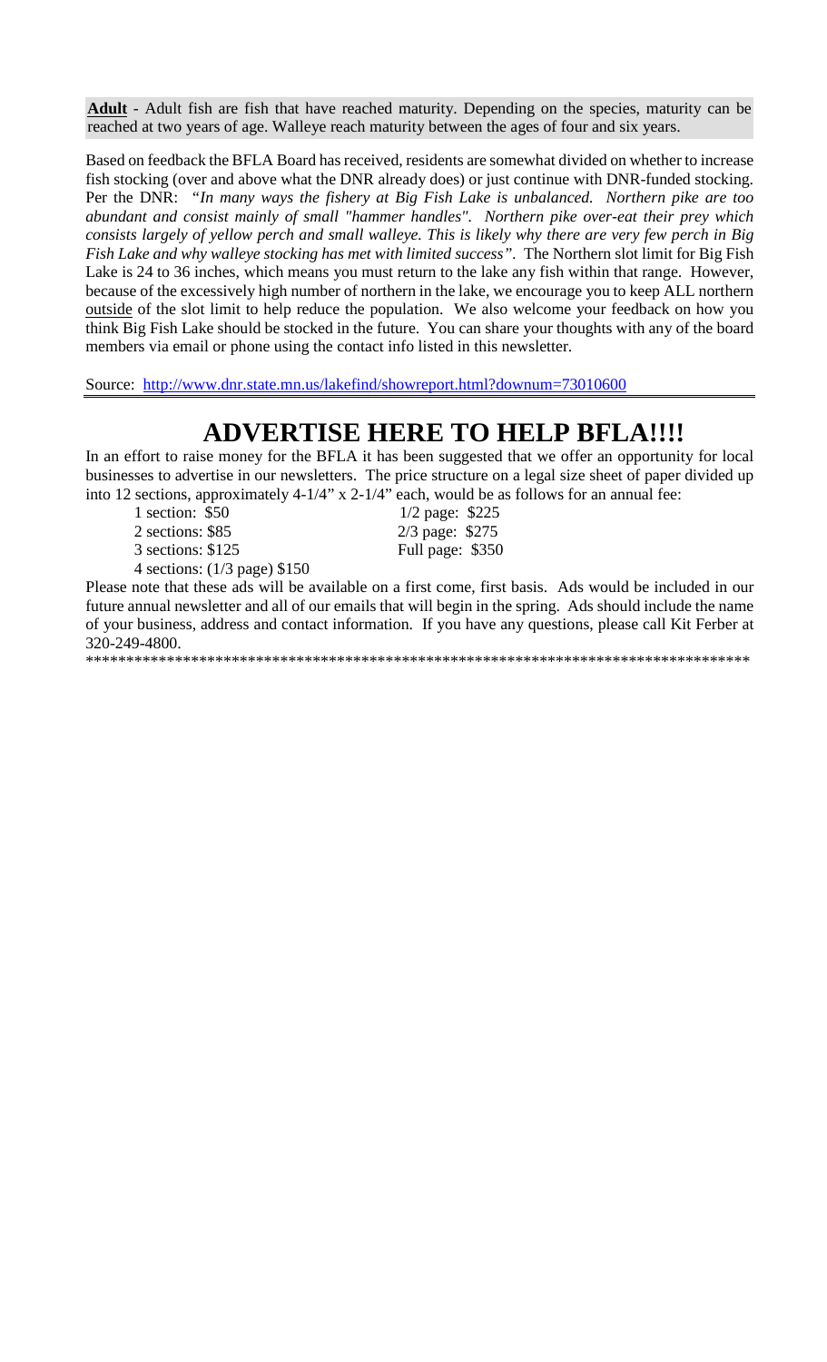**Adult** - Adult fish are fish that have reached maturity. Depending on the species, maturity can be reached at two years of age. Walleye reach maturity between the ages of four and six years.

Based on feedback the BFLA Board has received, residents are somewhat divided on whether to increase fish stocking (over and above what the DNR already does) or just continue with DNR-funded stocking. Per the DNR: *"In many ways the fishery at Big Fish Lake is unbalanced. Northern pike are too abundant and consist mainly of small "hammer handles". Northern pike over-eat their prey which consists largely of yellow perch and small walleye. This is likely why there are very few perch in Big Fish Lake and why walleye stocking has met with limited success"*. The Northern slot limit for Big Fish Lake is 24 to 36 inches, which means you must return to the lake any fish within that range. However, because of the excessively high number of northern in the lake, we encourage you to keep ALL northern outside of the slot limit to help reduce the population. We also welcome your feedback on how you think Big Fish Lake should be stocked in the future. You can share your thoughts with any of the board members via email or phone using the contact info listed in this newsletter.

Source: http://www.dnr.state.mn.us/lakefind/showreport.html?downum=73010600

# ADVERTISE HERE TO HELP BFLA!!!!

In an effort to raise money for the BFLA it has been suggested that we offer an opportunity for local businesses to advertise in our newsletters. The price structure on a legal size sheet of paper divided up into 12 sections, approximately 4-1/4" x 2-1/4" each, would be as follows for an annual fee:

| | |
|---|---|
| 1 section: $50 | 1/2 page: $225 |
| 2 sections: $85 | 2/3 page: $275 |
| 3 sections: $125 | Full page: $350 |
| 4 sections: (1/3 page) $150 | |

Please note that these ads will be available on a first come, first basis. Ads would be included in our future annual newsletter and all of our emails that will begin in the spring. Ads should include the name of your business, address and contact information. If you have any questions, please call Kit Ferber at 320-249-4800.

*************************************************************************************